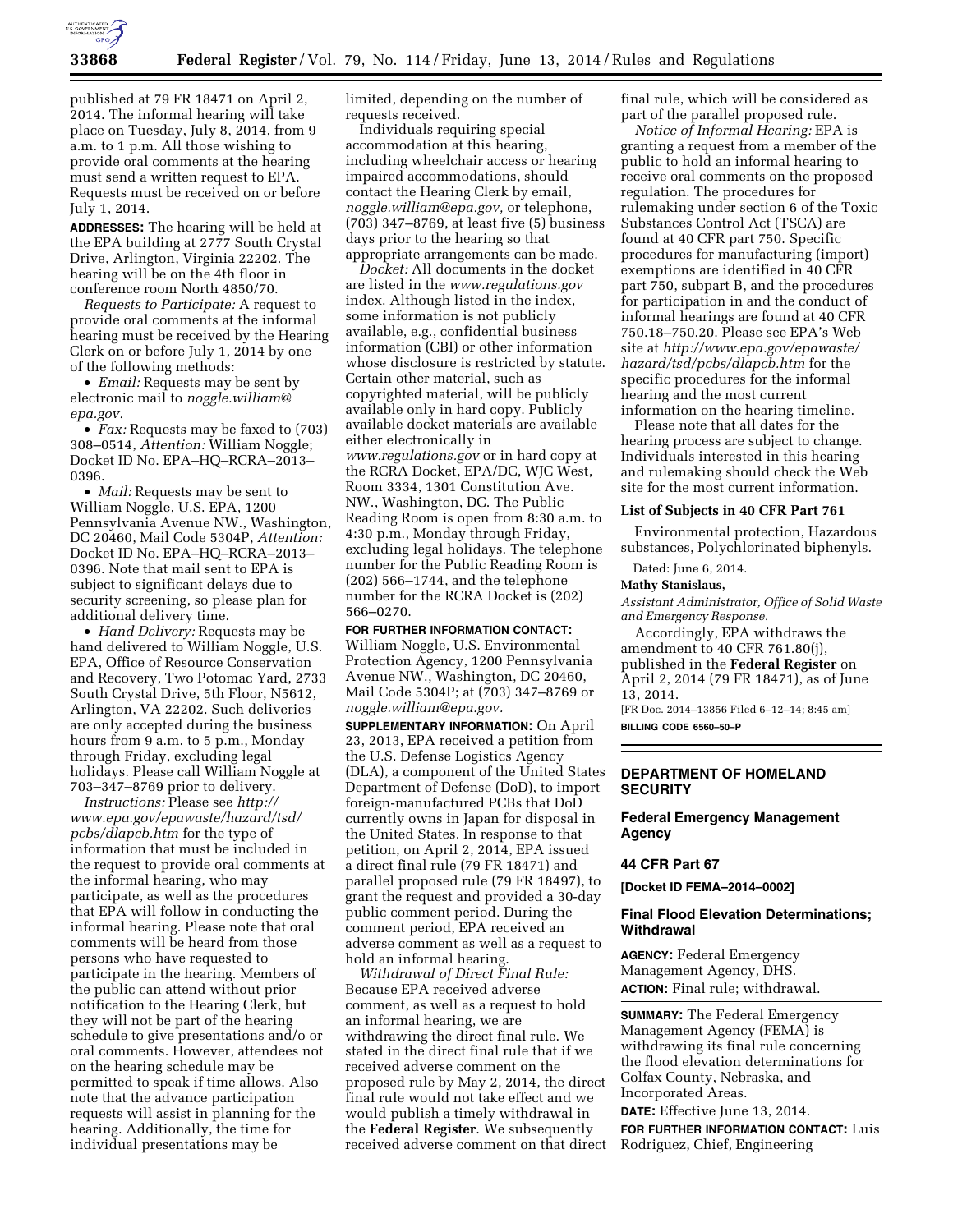published at 79 FR 18471 on April 2, 2014. The informal hearing will take place on Tuesday, July 8, 2014, from 9 a.m. to 1 p.m. All those wishing to provide oral comments at the hearing must send a written request to EPA. Requests must be received on or before July 1, 2014.

**ADDRESSES:** The hearing will be held at the EPA building at 2777 South Crystal Drive, Arlington, Virginia 22202. The hearing will be on the 4th floor in conference room North 4850/70.

*Requests to Participate:* A request to provide oral comments at the informal hearing must be received by the Hearing Clerk on or before July 1, 2014 by one of the following methods:

- *Email:* Requests may be sent by electronic mail to *noggle.william@epa.gov.*
- *Fax:* Requests may be faxed to (703) 308–0514, *Attention:* William Noggle; Docket ID No. EPA–HQ–RCRA–2013–0396.
- *Mail:* Requests may be sent to William Noggle, U.S. EPA, 1200 Pennsylvania Avenue NW., Washington, DC 20460, Mail Code 5304P, *Attention:* Docket ID No. EPA–HQ–RCRA–2013–0396. Note that mail sent to EPA is subject to significant delays due to security screening, so please plan for additional delivery time.
- *Hand Delivery:* Requests may be hand delivered to William Noggle, U.S. EPA, Office of Resource Conservation and Recovery, Two Potomac Yard, 2733 South Crystal Drive, 5th Floor, N5612, Arlington, VA 22202. Such deliveries are only accepted during the business hours from 9 a.m. to 5 p.m., Monday through Friday, excluding legal holidays. Please call William Noggle at 703–347–8769 prior to delivery.

*Instructions:* Please see *http://www.epa.gov/epawaste/hazard/tsd/pcbs/dlapcb.htm* for the type of information that must be included in the request to provide oral comments at the informal hearing, who may participate, as well as the procedures that EPA will follow in conducting the informal hearing. Please note that oral comments will be heard from those persons who have requested to participate in the hearing. Members of the public can attend without prior notification to the Hearing Clerk, but they will not be part of the hearing schedule to give presentations and/o or oral comments. However, attendees not on the hearing schedule may be permitted to speak if time allows. Also note that the advance participation requests will assist in planning for the hearing. Additionally, the time for individual presentations may be limited, depending on the number of requests received.

Individuals requiring special accommodation at this hearing, including wheelchair access or hearing impaired accommodations, should contact the Hearing Clerk by email, *noggle.william@epa.gov,* or telephone, (703) 347–8769, at least five (5) business days prior to the hearing so that appropriate arrangements can be made.

*Docket:* All documents in the docket are listed in the *www.regulations.gov* index. Although listed in the index, some information is not publicly available, e.g., confidential business information (CBI) or other information whose disclosure is restricted by statute. Certain other material, such as copyrighted material, will be publicly available only in hard copy. Publicly available docket materials are available either electronically in *www.regulations.gov* or in hard copy at the RCRA Docket, EPA/DC, WJC West, Room 3334, 1301 Constitution Ave. NW., Washington, DC. The Public Reading Room is open from 8:30 a.m. to 4:30 p.m., Monday through Friday, excluding legal holidays. The telephone number for the Public Reading Room is (202) 566–1744, and the telephone number for the RCRA Docket is (202) 566–0270.

**FOR FURTHER INFORMATION CONTACT:** William Noggle, U.S. Environmental Protection Agency, 1200 Pennsylvania Avenue NW., Washington, DC 20460, Mail Code 5304P; at (703) 347–8769 or *noggle.william@epa.gov.*

**SUPPLEMENTARY INFORMATION:** On April 23, 2013, EPA received a petition from the U.S. Defense Logistics Agency (DLA), a component of the United States Department of Defense (DoD), to import foreign-manufactured PCBs that DoD currently owns in Japan for disposal in the United States. In response to that petition, on April 2, 2014, EPA issued a direct final rule (79 FR 18471) and parallel proposed rule (79 FR 18497), to grant the request and provided a 30-day public comment period. During the comment period, EPA received an adverse comment as well as a request to hold an informal hearing.

*Withdrawal of Direct Final Rule:* Because EPA received adverse comment, as well as a request to hold an informal hearing, we are withdrawing the direct final rule. We stated in the direct final rule that if we received adverse comment on the proposed rule by May 2, 2014, the direct final rule would not take effect and we would publish a timely withdrawal in the **Federal Register**. We subsequently received adverse comment on that direct final rule, which will be considered as part of the parallel proposed rule.

*Notice of Informal Hearing:* EPA is granting a request from a member of the public to hold an informal hearing to receive oral comments on the proposed regulation. The procedures for rulemaking under section 6 of the Toxic Substances Control Act (TSCA) are found at 40 CFR part 750. Specific procedures for manufacturing (import) exemptions are identified in 40 CFR part 750, subpart B, and the procedures for participation in and the conduct of informal hearings are found at 40 CFR 750.18–750.20. Please see EPA's Web site at *http://www.epa.gov/epawaste/hazard/tsd/pcbs/dlapcb.htm* for the specific procedures for the informal hearing and the most current information on the hearing timeline.

Please note that all dates for the hearing process are subject to change. Individuals interested in this hearing and rulemaking should check the Web site for the most current information.

**List of Subjects in 40 CFR Part 761**

Environmental protection, Hazardous substances, Polychlorinated biphenyls.

Dated: June 6, 2014.

**Mathy Stanislaus,**

*Assistant Administrator, Office of Solid Waste and Emergency Response.*

Accordingly, EPA withdraws the amendment to 40 CFR 761.80(j), published in the **Federal Register** on April 2, 2014 (79 FR 18471), as of June 13, 2014.

[FR Doc. 2014–13856 Filed 6–12–14; 8:45 am]

**BILLING CODE 6560–50–P**

---

## DEPARTMENT OF HOMELAND SECURITY

### Federal Emergency Management Agency

### 44 CFR Part 67

**[Docket ID FEMA–2014–0002]**

### Final Flood Elevation Determinations; Withdrawal

**AGENCY:** Federal Emergency Management Agency, DHS.

**ACTION:** Final rule; withdrawal.

**SUMMARY:** The Federal Emergency Management Agency (FEMA) is withdrawing its final rule concerning the flood elevation determinations for Colfax County, Nebraska, and Incorporated Areas.

**DATE:** Effective June 13, 2014.

**FOR FURTHER INFORMATION CONTACT:** Luis Rodriguez, Chief, Engineering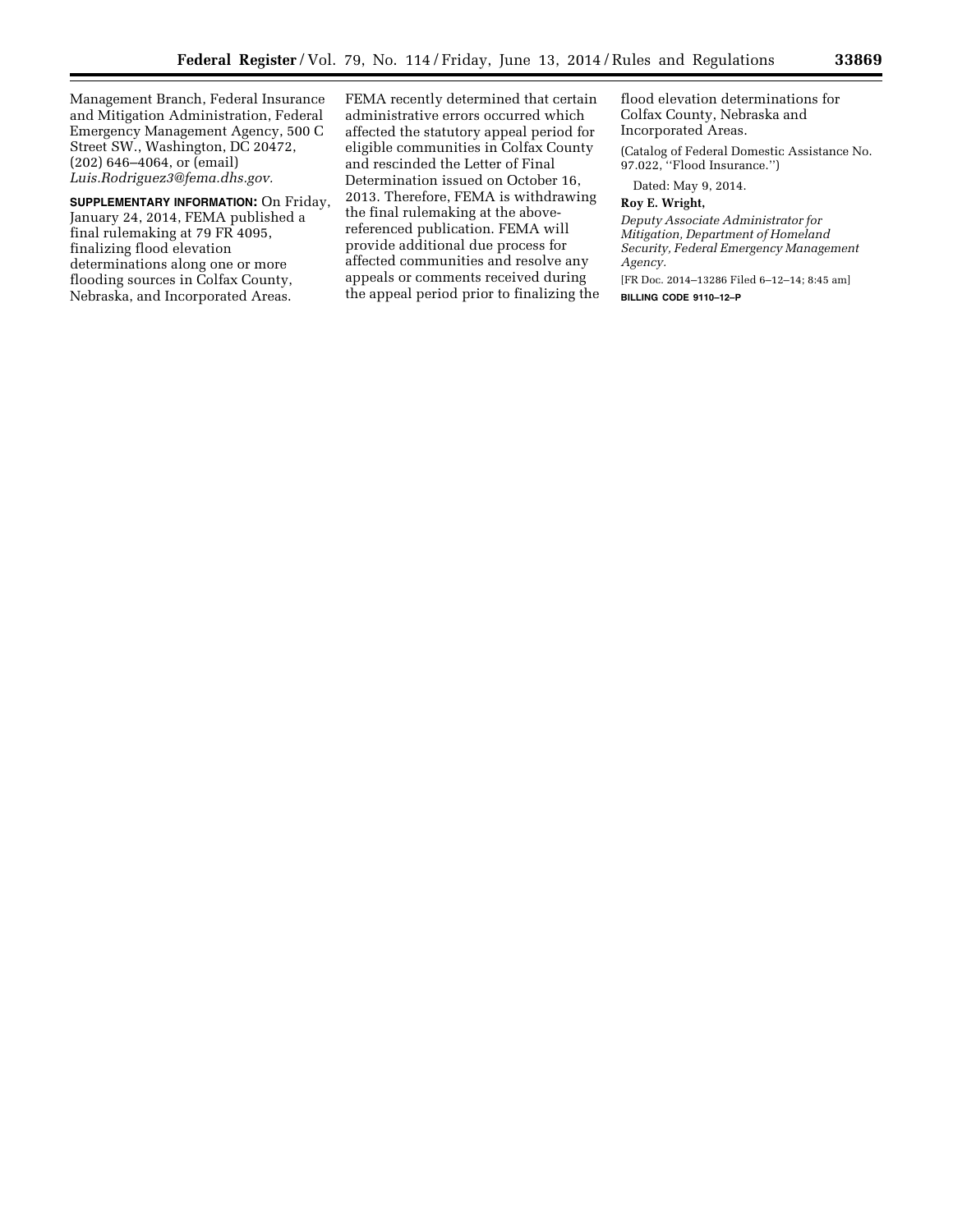Management Branch, Federal Insurance and Mitigation Administration, Federal Emergency Management Agency, 500 C Street SW., Washington, DC 20472, (202) 646–4064, or (email) *Luis.Rodriguez3@fema.dhs.gov.*

**SUPPLEMENTARY INFORMATION:** On Friday, January 24, 2014, FEMA published a final rulemaking at 79 FR 4095, finalizing flood elevation determinations along one or more flooding sources in Colfax County, Nebraska, and Incorporated Areas. FEMA recently determined that certain administrative errors occurred which affected the statutory appeal period for eligible communities in Colfax County and rescinded the Letter of Final Determination issued on October 16, 2013. Therefore, FEMA is withdrawing the final rulemaking at the above-referenced publication. FEMA will provide additional due process for affected communities and resolve any appeals or comments received during the appeal period prior to finalizing the flood elevation determinations for Colfax County, Nebraska and Incorporated Areas.

(Catalog of Federal Domestic Assistance No. 97.022, ''Flood Insurance.'')

Dated: May 9, 2014.

**Roy E. Wright,**

*Deputy Associate Administrator for Mitigation, Department of Homeland Security, Federal Emergency Management Agency.*

[FR Doc. 2014–13286 Filed 6–12–14; 8:45 am]

**BILLING CODE 9110–12–P**